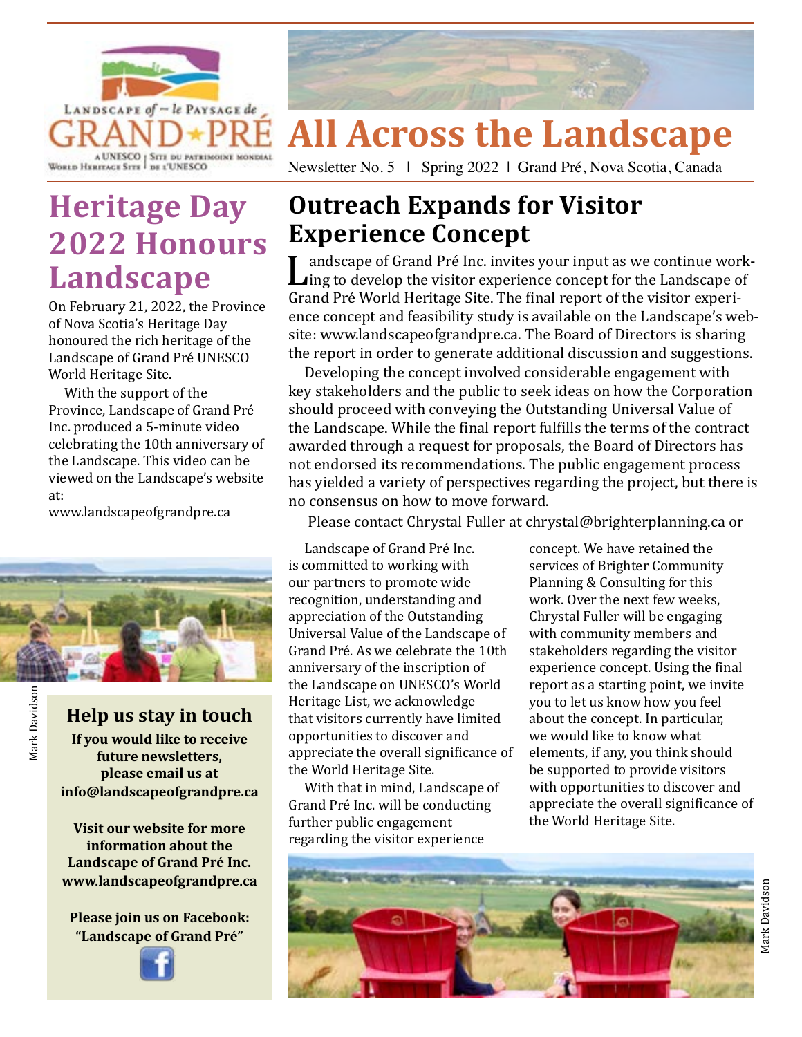# All Across the Landscape

Newsletter No. 5 | Spring 2022 | Grand Pré, Nova Scotia, Canada

## Heritage Day 2022 Honours Landscape

On February 21, 2022, the Province of Nova Scotia's Heritage Day honoured the rich heritage of the Landscape of Grand Pré UNESCO World Heritage Site.

With the support of the Province, Landscape of Grand Pré Inc. produced a 5-minute video celebrating the 10th anniversary of the Landscape. This video can be viewed on the Landscape's website at:
www.landscapeofgrandpre.ca

Mark Davidson

### Help us stay in touch

**If you would like to receive future newsletters, please email us at info@landscapeofgrandpre.ca**

**Visit our website for more information about the Landscape of Grand Pré Inc. www.landscapeofgrandpre.ca**

**Please join us on Facebook: "Landscape of Grand Pré"**

## Outreach Expands for Visitor Experience Concept

Landscape of Grand Pré Inc. invites your input as we continue working to develop the visitor experience concept for the Landscape of Grand Pré World Heritage Site. The final report of the visitor experience concept and feasibility study is available on the Landscape's website: www.landscapeofgrandpre.ca. The Board of Directors is sharing the report in order to generate additional discussion and suggestions.

Developing the concept involved considerable engagement with key stakeholders and the public to seek ideas on how the Corporation should proceed with conveying the Outstanding Universal Value of the Landscape. While the final report fulfills the terms of the contract awarded through a request for proposals, the Board of Directors has not endorsed its recommendations. The public engagement process has yielded a variety of perspectives regarding the project, but there is no consensus on how to move forward.

Please contact Chrystal Fuller at chrystal@brighterplanning.ca or

Landscape of Grand Pré Inc. is committed to working with our partners to promote wide recognition, understanding and appreciation of the Outstanding Universal Value of the Landscape of Grand Pré. As we celebrate the 10th anniversary of the inscription of the Landscape on UNESCO's World Heritage List, we acknowledge that visitors currently have limited opportunities to discover and appreciate the overall significance of the World Heritage Site.

With that in mind, Landscape of Grand Pré Inc. will be conducting further public engagement regarding the visitor experience concept. We have retained the services of Brighter Community Planning & Consulting for this work. Over the next few weeks, Chrystal Fuller will be engaging with community members and stakeholders regarding the visitor experience concept. Using the final report as a starting point, we invite you to let us know how you feel about the concept. In particular, we would like to know what elements, if any, you think should be supported to provide visitors with opportunities to discover and appreciate the overall significance of the World Heritage Site.

Mark Davidson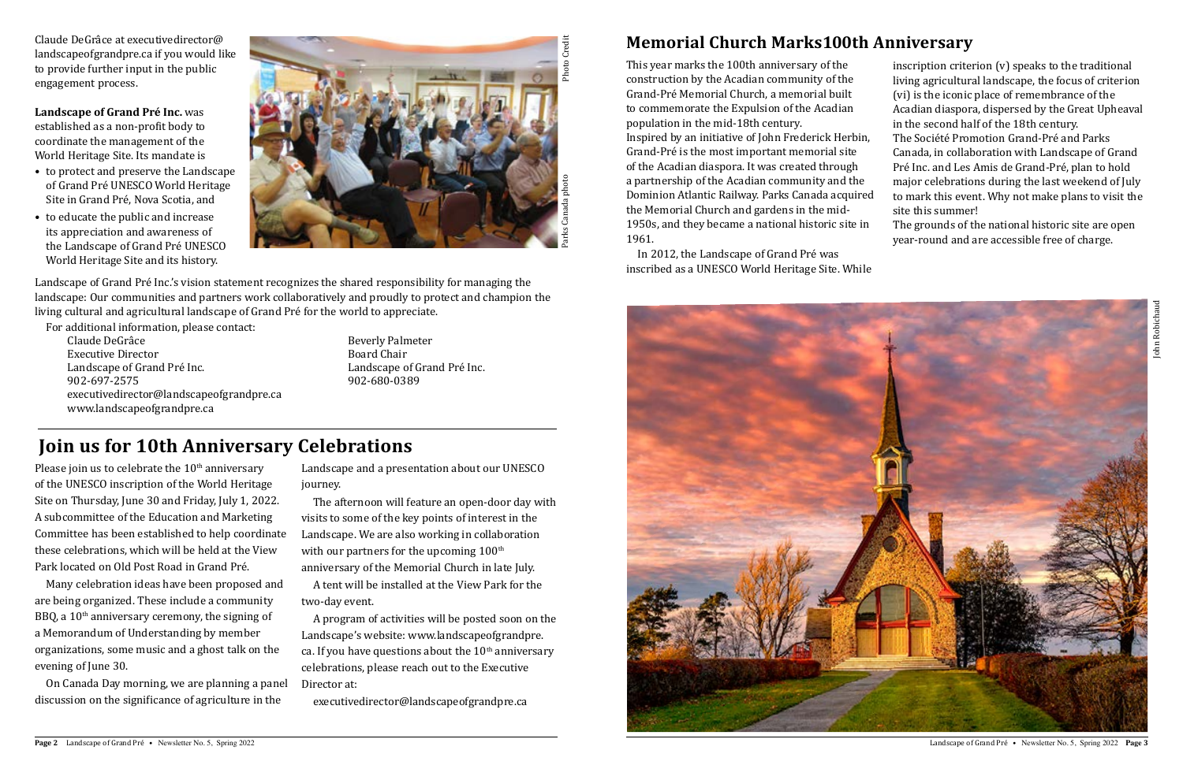Claude DeGrâce at executivedirector@landscapeofgrandpre.ca if you would like to provide further input in the public engagement process.

**Landscape of Grand Pré Inc.** was established as a non-profit body to coordinate the management of the World Heritage Site. Its mandate is

- to protect and preserve the Landscape of Grand Pré UNESCO World Heritage Site in Grand Pré, Nova Scotia, and
- to educate the public and increase its appreciation and awareness of the Landscape of Grand Pré UNESCO World Heritage Site and its history.

Photo Credit

Parks Canada photo

Landscape of Grand Pré Inc.'s vision statement recognizes the shared responsibility for managing the landscape: Our communities and partners work collaboratively and proudly to protect and champion the living cultural and agricultural landscape of Grand Pré for the world to appreciate.

For additional information, please contact:

Claude DeGrâce
Executive Director
Landscape of Grand Pré Inc.
902-697-2575
executivedirector@landscapeofgrandpre.ca
www.landscapeofgrandpre.ca

Beverly Palmeter
Board Chair
Landscape of Grand Pré Inc.
902-680-0389

## Join us for 10th Anniversary Celebrations

Please join us to celebrate the 10th anniversary of the UNESCO inscription of the World Heritage Site on Thursday, June 30 and Friday, July 1, 2022. A subcommittee of the Education and Marketing Committee has been established to help coordinate these celebrations, which will be held at the View Park located on Old Post Road in Grand Pré.

Many celebration ideas have been proposed and are being organized. These include a community BBQ, a 10th anniversary ceremony, the signing of a Memorandum of Understanding by member organizations, some music and a ghost talk on the evening of June 30.

On Canada Day morning, we are planning a panel discussion on the significance of agriculture in the Landscape and a presentation about our UNESCO journey.

The afternoon will feature an open-door day with visits to some of the key points of interest in the Landscape. We are also working in collaboration with our partners for the upcoming 100th anniversary of the Memorial Church in late July.

A tent will be installed at the View Park for the two-day event.

A program of activities will be posted soon on the Landscape's website: www.landscapeofgrandpre.ca. If you have questions about the 10th anniversary celebrations, please reach out to the Executive Director at:

executivedirector@landscapeofgrandpre.ca

## Memorial Church Marks100th Anniversary

This year marks the 100th anniversary of the construction by the Acadian community of the Grand-Pré Memorial Church, a memorial built to commemorate the Expulsion of the Acadian population in the mid-18th century.

Inspired by an initiative of John Frederick Herbin, Grand-Pré is the most important memorial site of the Acadian diaspora. It was created through a partnership of the Acadian community and the Dominion Atlantic Railway. Parks Canada acquired the Memorial Church and gardens in the mid-1950s, and they became a national historic site in 1961.

In 2012, the Landscape of Grand Pré was inscribed as a UNESCO World Heritage Site. While inscription criterion (v) speaks to the traditional living agricultural landscape, the focus of criterion (vi) is the iconic place of remembrance of the Acadian diaspora, dispersed by the Great Upheaval in the second half of the 18th century.

The Société Promotion Grand-Pré and Parks Canada, in collaboration with Landscape of Grand Pré Inc. and Les Amis de Grand-Pré, plan to hold major celebrations during the last weekend of July to mark this event. Why not make plans to visit the site this summer!

The grounds of the national historic site are open year-round and are accessible free of charge.

John Robichaud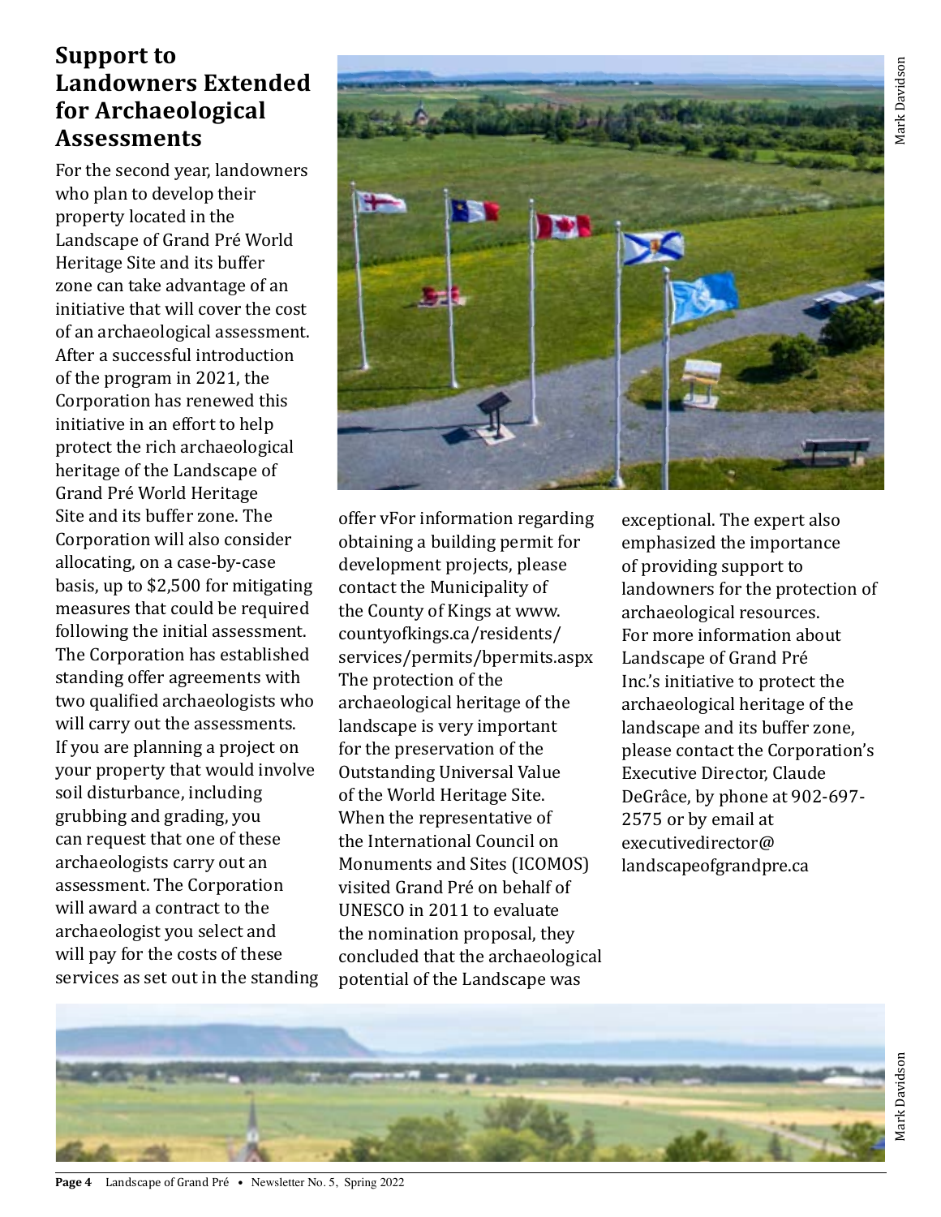## Support to Landowners Extended for Archaeological Assessments

For the second year, landowners who plan to develop their property located in the Landscape of Grand Pré World Heritage Site and its buffer zone can take advantage of an initiative that will cover the cost of an archaeological assessment. After a successful introduction of the program in 2021, the Corporation has renewed this initiative in an effort to help protect the rich archaeological heritage of the Landscape of Grand Pré World Heritage Site and its buffer zone. The Corporation will also consider allocating, on a case-by-case basis, up to $2,500 for mitigating measures that could be required following the initial assessment. The Corporation has established standing offer agreements with two qualified archaeologists who will carry out the assessments. If you are planning a project on your property that would involve soil disturbance, including grubbing and grading, you can request that one of these archaeologists carry out an assessment. The Corporation will award a contract to the archaeologist you select and will pay for the costs of these services as set out in the standing offer vFor information regarding obtaining a building permit for development projects, please contact the Municipality of the County of Kings at www.countyofkings.ca/residents/services/permits/bpermits.aspx The protection of the archaeological heritage of the landscape is very important for the preservation of the Outstanding Universal Value of the World Heritage Site. When the representative of the International Council on Monuments and Sites (ICOMOS) visited Grand Pré on behalf of UNESCO in 2011 to evaluate the nomination proposal, they concluded that the archaeological potential of the Landscape was exceptional. The expert also emphasized the importance of providing support to landowners for the protection of archaeological resources.

For more information about Landscape of Grand Pré Inc.'s initiative to protect the archaeological heritage of the landscape and its buffer zone, please contact the Corporation's Executive Director, Claude DeGrâce, by phone at 902-697-2575 or by email at executivedirector@landscapeofgrandpre.ca

Mark Davidson

Mark Davidson